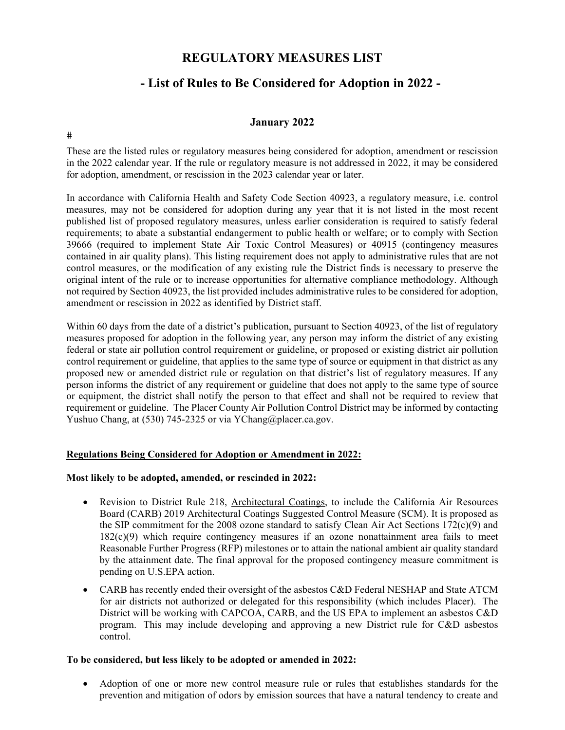# REGULATORY MEASURES LIST

## - List of Rules to Be Considered for Adoption in 2022 -

**January 2022**

#

These are the listed rules or regulatory measures being considered for adoption, amendment or rescission in the 2022 calendar year. If the rule or regulatory measure is not addressed in 2022, it may be considered for adoption, amendment, or rescission in the 2023 calendar year or later.

In accordance with California Health and Safety Code Section 40923, a regulatory measure, i.e. control measures, may not be considered for adoption during any year that it is not listed in the most recent published list of proposed regulatory measures, unless earlier consideration is required to satisfy federal requirements; to abate a substantial endangerment to public health or welfare; or to comply with Section 39666 (required to implement State Air Toxic Control Measures) or 40915 (contingency measures contained in air quality plans). This listing requirement does not apply to administrative rules that are not control measures, or the modification of any existing rule the District finds is necessary to preserve the original intent of the rule or to increase opportunities for alternative compliance methodology. Although not required by Section 40923, the list provided includes administrative rules to be considered for adoption, amendment or rescission in 2022 as identified by District staff.

Within 60 days from the date of a district's publication, pursuant to Section 40923, of the list of regulatory measures proposed for adoption in the following year, any person may inform the district of any existing federal or state air pollution control requirement or guideline, or proposed or existing district air pollution control requirement or guideline, that applies to the same type of source or equipment in that district as any proposed new or amended district rule or regulation on that district's list of regulatory measures. If any person informs the district of any requirement or guideline that does not apply to the same type of source or equipment, the district shall notify the person to that effect and shall not be required to review that requirement or guideline. The Placer County Air Pollution Control District may be informed by contacting Yushuo Chang, at (530) 745-2325 or via YChang@placer.ca.gov.

**Regulations Being Considered for Adoption or Amendment in 2022:**

**Most likely to be adopted, amended, or rescinded in 2022:**

- Revision to District Rule 218, Architectural Coatings, to include the California Air Resources Board (CARB) 2019 Architectural Coatings Suggested Control Measure (SCM). It is proposed as the SIP commitment for the 2008 ozone standard to satisfy Clean Air Act Sections 172(c)(9) and 182(c)(9) which require contingency measures if an ozone nonattainment area fails to meet Reasonable Further Progress (RFP) milestones or to attain the national ambient air quality standard by the attainment date. The final approval for the proposed contingency measure commitment is pending on U.S.EPA action.
- CARB has recently ended their oversight of the asbestos C&D Federal NESHAP and State ATCM for air districts not authorized or delegated for this responsibility (which includes Placer). The District will be working with CAPCOA, CARB, and the US EPA to implement an asbestos C&D program. This may include developing and approving a new District rule for C&D asbestos control.

**To be considered, but less likely to be adopted or amended in 2022:**

- Adoption of one or more new control measure rule or rules that establishes standards for the prevention and mitigation of odors by emission sources that have a natural tendency to create and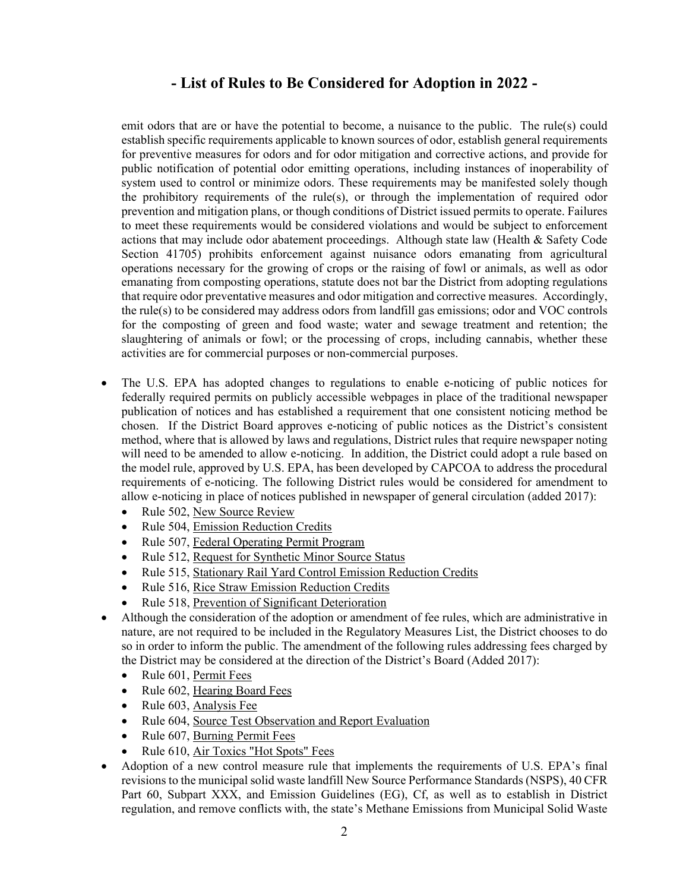# - List of Rules to Be Considered for Adoption in 2022 -

emit odors that are or have the potential to become, a nuisance to the public. The rule(s) could establish specific requirements applicable to known sources of odor, establish general requirements for preventive measures for odors and for odor mitigation and corrective actions, and provide for public notification of potential odor emitting operations, including instances of inoperability of system used to control or minimize odors. These requirements may be manifested solely though the prohibitory requirements of the rule(s), or through the implementation of required odor prevention and mitigation plans, or though conditions of District issued permits to operate. Failures to meet these requirements would be considered violations and would be subject to enforcement actions that may include odor abatement proceedings. Although state law (Health & Safety Code Section 41705) prohibits enforcement against nuisance odors emanating from agricultural operations necessary for the growing of crops or the raising of fowl or animals, as well as odor emanating from composting operations, statute does not bar the District from adopting regulations that require odor preventative measures and odor mitigation and corrective measures. Accordingly, the rule(s) to be considered may address odors from landfill gas emissions; odor and VOC controls for the composting of green and food waste; water and sewage treatment and retention; the slaughtering of animals or fowl; or the processing of crops, including cannabis, whether these activities are for commercial purposes or non-commercial purposes.

- The U.S. EPA has adopted changes to regulations to enable e-noticing of public notices for federally required permits on publicly accessible webpages in place of the traditional newspaper publication of notices and has established a requirement that one consistent noticing method be chosen. If the District Board approves e-noticing of public notices as the District's consistent method, where that is allowed by laws and regulations, District rules that require newspaper noting will need to be amended to allow e-noticing. In addition, the District could adopt a rule based on the model rule, approved by U.S. EPA, has been developed by CAPCOA to address the procedural requirements of e-noticing. The following District rules would be considered for amendment to allow e-noticing in place of notices published in newspaper of general circulation (added 2017):
  - Rule 502, New Source Review
  - Rule 504, Emission Reduction Credits
  - Rule 507, Federal Operating Permit Program
  - Rule 512, Request for Synthetic Minor Source Status
  - Rule 515, Stationary Rail Yard Control Emission Reduction Credits
  - Rule 516, Rice Straw Emission Reduction Credits
  - Rule 518, Prevention of Significant Deterioration
- Although the consideration of the adoption or amendment of fee rules, which are administrative in nature, are not required to be included in the Regulatory Measures List, the District chooses to do so in order to inform the public. The amendment of the following rules addressing fees charged by the District may be considered at the direction of the District's Board (Added 2017):
  - Rule 601, Permit Fees
  - Rule 602, Hearing Board Fees
  - Rule 603, Analysis Fee
  - Rule 604, Source Test Observation and Report Evaluation
  - Rule 607, Burning Permit Fees
  - Rule 610, Air Toxics "Hot Spots" Fees
- Adoption of a new control measure rule that implements the requirements of U.S. EPA's final revisions to the municipal solid waste landfill New Source Performance Standards (NSPS), 40 CFR Part 60, Subpart XXX, and Emission Guidelines (EG), Cf, as well as to establish in District regulation, and remove conflicts with, the state's Methane Emissions from Municipal Solid Waste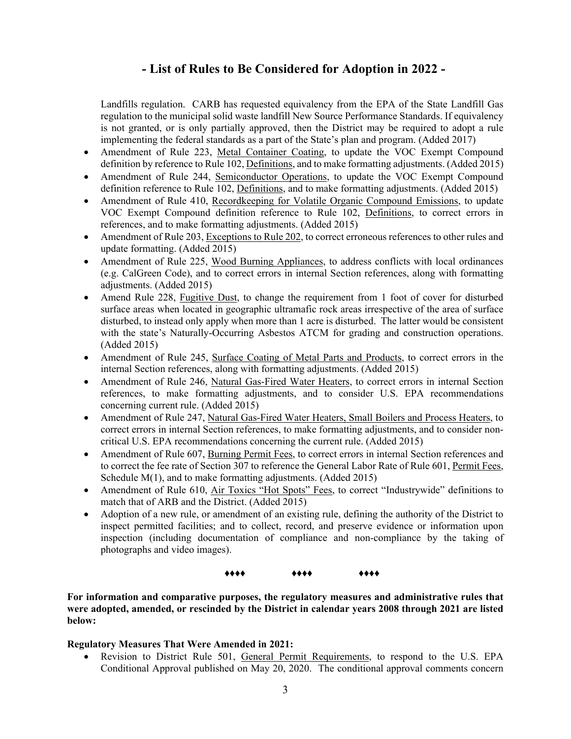# - List of Rules to Be Considered for Adoption in 2022 -

Landfills regulation. CARB has requested equivalency from the EPA of the State Landfill Gas regulation to the municipal solid waste landfill New Source Performance Standards. If equivalency is not granted, or is only partially approved, then the District may be required to adopt a rule implementing the federal standards as a part of the State's plan and program. (Added 2017)

- Amendment of Rule 223, <u>Metal Container Coating</u>, to update the VOC Exempt Compound definition by reference to Rule 102, <u>Definitions</u>, and to make formatting adjustments. (Added 2015)
- Amendment of Rule 244, <u>Semiconductor Operations</u>, to update the VOC Exempt Compound definition reference to Rule 102, <u>Definitions</u>, and to make formatting adjustments. (Added 2015)
- Amendment of Rule 410, <u>Recordkeeping for Volatile Organic Compound Emissions</u>, to update VOC Exempt Compound definition reference to Rule 102, <u>Definitions</u>, to correct errors in references, and to make formatting adjustments. (Added 2015)
- Amendment of Rule 203, <u>Exceptions to Rule 202</u>, to correct erroneous references to other rules and update formatting. (Added 2015)
- Amendment of Rule 225, <u>Wood Burning Appliances</u>, to address conflicts with local ordinances (e.g. CalGreen Code), and to correct errors in internal Section references, along with formatting adjustments. (Added 2015)
- Amend Rule 228, <u>Fugitive Dust</u>, to change the requirement from 1 foot of cover for disturbed surface areas when located in geographic ultramafic rock areas irrespective of the area of surface disturbed, to instead only apply when more than 1 acre is disturbed. The latter would be consistent with the state's Naturally-Occurring Asbestos ATCM for grading and construction operations. (Added 2015)
- Amendment of Rule 245, <u>Surface Coating of Metal Parts and Products</u>, to correct errors in the internal Section references, along with formatting adjustments. (Added 2015)
- Amendment of Rule 246, <u>Natural Gas-Fired Water Heaters</u>, to correct errors in internal Section references, to make formatting adjustments, and to consider U.S. EPA recommendations concerning current rule. (Added 2015)
- Amendment of Rule 247, <u>Natural Gas-Fired Water Heaters, Small Boilers and Process Heaters</u>, to correct errors in internal Section references, to make formatting adjustments, and to consider non-critical U.S. EPA recommendations concerning the current rule. (Added 2015)
- Amendment of Rule 607, <u>Burning Permit Fees</u>, to correct errors in internal Section references and to correct the fee rate of Section 307 to reference the General Labor Rate of Rule 601, <u>Permit Fees</u>, Schedule M(1), and to make formatting adjustments. (Added 2015)
- Amendment of Rule 610, <u>Air Toxics "Hot Spots" Fees</u>, to correct "Industrywide" definitions to match that of ARB and the District. (Added 2015)
- Adoption of a new rule, or amendment of an existing rule, defining the authority of the District to inspect permitted facilities; and to collect, record, and preserve evidence or information upon inspection (including documentation of compliance and non-compliance by the taking of photographs and video images).

♦♦♦♦ ♦♦♦♦ ♦♦♦♦

**For information and comparative purposes, the regulatory measures and administrative rules that were adopted, amended, or rescinded by the District in calendar years 2008 through 2021 are listed below:**

**Regulatory Measures That Were Amended in 2021:**

- Revision to District Rule 501, <u>General Permit Requirements</u>, to respond to the U.S. EPA Conditional Approval published on May 20, 2020. The conditional approval comments concern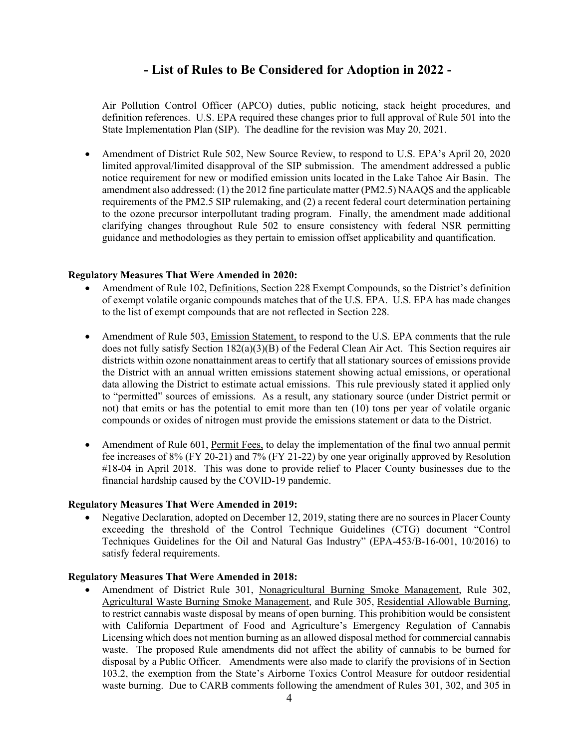## - List of Rules to Be Considered for Adoption in 2022 -

Air Pollution Control Officer (APCO) duties, public noticing, stack height procedures, and definition references. U.S. EPA required these changes prior to full approval of Rule 501 into the State Implementation Plan (SIP). The deadline for the revision was May 20, 2021.

- Amendment of District Rule 502, New Source Review, to respond to U.S. EPA's April 20, 2020 limited approval/limited disapproval of the SIP submission. The amendment addressed a public notice requirement for new or modified emission units located in the Lake Tahoe Air Basin. The amendment also addressed: (1) the 2012 fine particulate matter (PM2.5) NAAQS and the applicable requirements of the PM2.5 SIP rulemaking, and (2) a recent federal court determination pertaining to the ozone precursor interpollutant trading program. Finally, the amendment made additional clarifying changes throughout Rule 502 to ensure consistency with federal NSR permitting guidance and methodologies as they pertain to emission offset applicability and quantification.

**Regulatory Measures That Were Amended in 2020:**

- Amendment of Rule 102, Definitions, Section 228 Exempt Compounds, so the District's definition of exempt volatile organic compounds matches that of the U.S. EPA. U.S. EPA has made changes to the list of exempt compounds that are not reflected in Section 228.
- Amendment of Rule 503, Emission Statement, to respond to the U.S. EPA comments that the rule does not fully satisfy Section 182(a)(3)(B) of the Federal Clean Air Act. This Section requires air districts within ozone nonattainment areas to certify that all stationary sources of emissions provide the District with an annual written emissions statement showing actual emissions, or operational data allowing the District to estimate actual emissions. This rule previously stated it applied only to "permitted" sources of emissions. As a result, any stationary source (under District permit or not) that emits or has the potential to emit more than ten (10) tons per year of volatile organic compounds or oxides of nitrogen must provide the emissions statement or data to the District.
- Amendment of Rule 601, Permit Fees, to delay the implementation of the final two annual permit fee increases of 8% (FY 20-21) and 7% (FY 21-22) by one year originally approved by Resolution #18-04 in April 2018. This was done to provide relief to Placer County businesses due to the financial hardship caused by the COVID-19 pandemic.

**Regulatory Measures That Were Amended in 2019:**

- Negative Declaration, adopted on December 12, 2019, stating there are no sources in Placer County exceeding the threshold of the Control Technique Guidelines (CTG) document "Control Techniques Guidelines for the Oil and Natural Gas Industry" (EPA-453/B-16-001, 10/2016) to satisfy federal requirements.

**Regulatory Measures That Were Amended in 2018:**

- Amendment of District Rule 301, Nonagricultural Burning Smoke Management, Rule 302, Agricultural Waste Burning Smoke Management, and Rule 305, Residential Allowable Burning, to restrict cannabis waste disposal by means of open burning. This prohibition would be consistent with California Department of Food and Agriculture's Emergency Regulation of Cannabis Licensing which does not mention burning as an allowed disposal method for commercial cannabis waste. The proposed Rule amendments did not affect the ability of cannabis to be burned for disposal by a Public Officer. Amendments were also made to clarify the provisions of in Section 103.2, the exemption from the State's Airborne Toxics Control Measure for outdoor residential waste burning. Due to CARB comments following the amendment of Rules 301, 302, and 305 in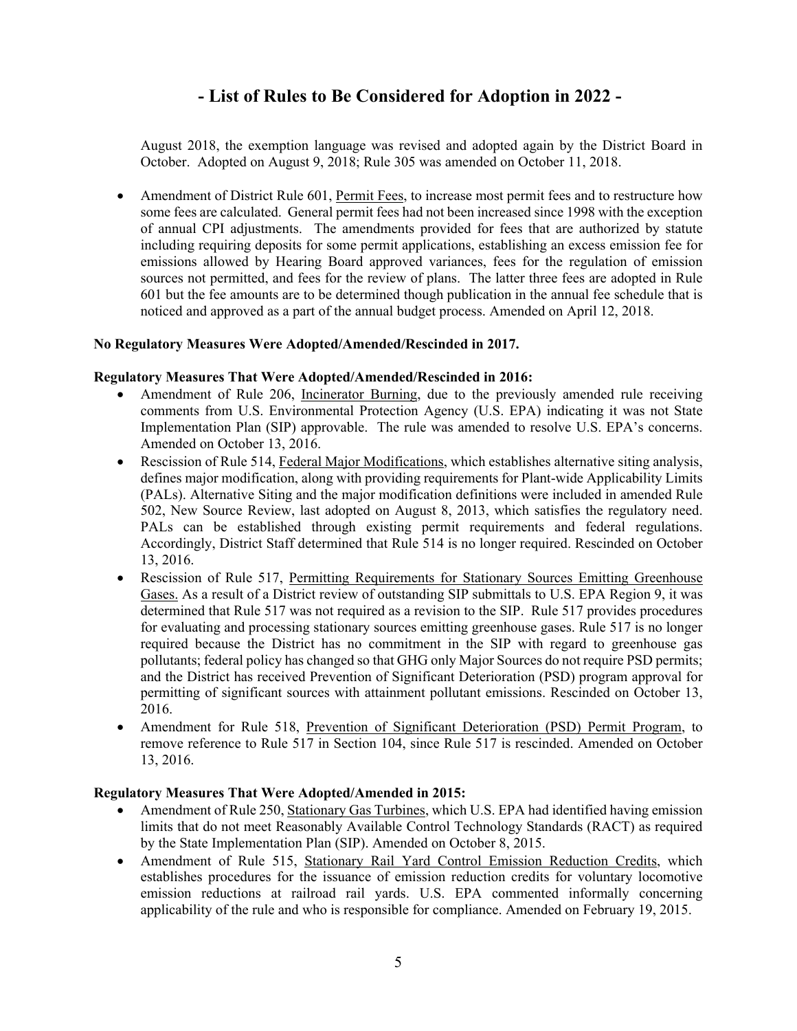# - List of Rules to Be Considered for Adoption in 2022 -

August 2018, the exemption language was revised and adopted again by the District Board in October. Adopted on August 9, 2018; Rule 305 was amended on October 11, 2018.

- Amendment of District Rule 601, Permit Fees, to increase most permit fees and to restructure how some fees are calculated. General permit fees had not been increased since 1998 with the exception of annual CPI adjustments. The amendments provided for fees that are authorized by statute including requiring deposits for some permit applications, establishing an excess emission fee for emissions allowed by Hearing Board approved variances, fees for the regulation of emission sources not permitted, and fees for the review of plans. The latter three fees are adopted in Rule 601 but the fee amounts are to be determined though publication in the annual fee schedule that is noticed and approved as a part of the annual budget process. Amended on April 12, 2018.

**No Regulatory Measures Were Adopted/Amended/Rescinded in 2017.**

**Regulatory Measures That Were Adopted/Amended/Rescinded in 2016:**

- Amendment of Rule 206, Incinerator Burning, due to the previously amended rule receiving comments from U.S. Environmental Protection Agency (U.S. EPA) indicating it was not State Implementation Plan (SIP) approvable. The rule was amended to resolve U.S. EPA's concerns. Amended on October 13, 2016.
- Rescission of Rule 514, Federal Major Modifications, which establishes alternative siting analysis, defines major modification, along with providing requirements for Plant-wide Applicability Limits (PALs). Alternative Siting and the major modification definitions were included in amended Rule 502, New Source Review, last adopted on August 8, 2013, which satisfies the regulatory need. PALs can be established through existing permit requirements and federal regulations. Accordingly, District Staff determined that Rule 514 is no longer required. Rescinded on October 13, 2016.
- Rescission of Rule 517, Permitting Requirements for Stationary Sources Emitting Greenhouse Gases. As a result of a District review of outstanding SIP submittals to U.S. EPA Region 9, it was determined that Rule 517 was not required as a revision to the SIP. Rule 517 provides procedures for evaluating and processing stationary sources emitting greenhouse gases. Rule 517 is no longer required because the District has no commitment in the SIP with regard to greenhouse gas pollutants; federal policy has changed so that GHG only Major Sources do not require PSD permits; and the District has received Prevention of Significant Deterioration (PSD) program approval for permitting of significant sources with attainment pollutant emissions. Rescinded on October 13, 2016.
- Amendment for Rule 518, Prevention of Significant Deterioration (PSD) Permit Program, to remove reference to Rule 517 in Section 104, since Rule 517 is rescinded. Amended on October 13, 2016.

**Regulatory Measures That Were Adopted/Amended in 2015:**

- Amendment of Rule 250, Stationary Gas Turbines, which U.S. EPA had identified having emission limits that do not meet Reasonably Available Control Technology Standards (RACT) as required by the State Implementation Plan (SIP). Amended on October 8, 2015.
- Amendment of Rule 515, Stationary Rail Yard Control Emission Reduction Credits, which establishes procedures for the issuance of emission reduction credits for voluntary locomotive emission reductions at railroad rail yards. U.S. EPA commented informally concerning applicability of the rule and who is responsible for compliance. Amended on February 19, 2015.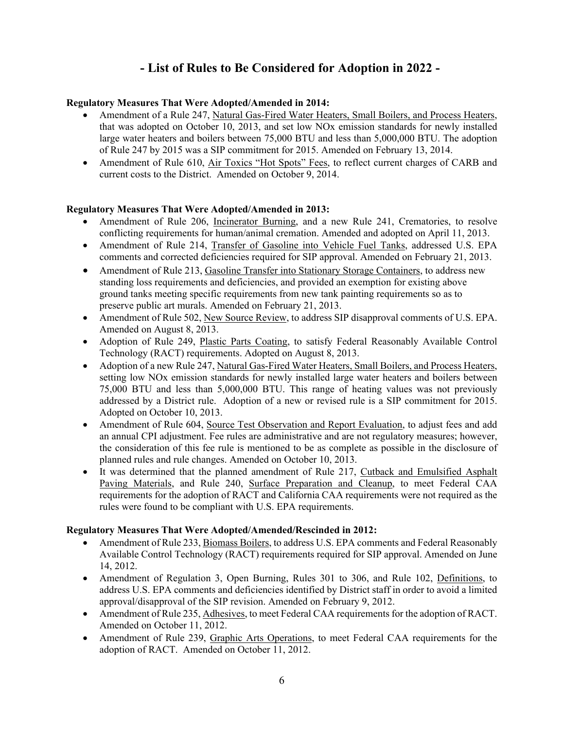# - List of Rules to Be Considered for Adoption in 2022 -

**Regulatory Measures That Were Adopted/Amended in 2014:**

- Amendment of a Rule 247, Natural Gas-Fired Water Heaters, Small Boilers, and Process Heaters, that was adopted on October 10, 2013, and set low NOx emission standards for newly installed large water heaters and boilers between 75,000 BTU and less than 5,000,000 BTU. The adoption of Rule 247 by 2015 was a SIP commitment for 2015. Amended on February 13, 2014.
- Amendment of Rule 610, Air Toxics "Hot Spots" Fees, to reflect current charges of CARB and current costs to the District. Amended on October 9, 2014.

**Regulatory Measures That Were Adopted/Amended in 2013:**

- Amendment of Rule 206, Incinerator Burning, and a new Rule 241, Crematories, to resolve conflicting requirements for human/animal cremation. Amended and adopted on April 11, 2013.
- Amendment of Rule 214, Transfer of Gasoline into Vehicle Fuel Tanks, addressed U.S. EPA comments and corrected deficiencies required for SIP approval. Amended on February 21, 2013.
- Amendment of Rule 213, Gasoline Transfer into Stationary Storage Containers, to address new standing loss requirements and deficiencies, and provided an exemption for existing above ground tanks meeting specific requirements from new tank painting requirements so as to preserve public art murals. Amended on February 21, 2013.
- Amendment of Rule 502, New Source Review, to address SIP disapproval comments of U.S. EPA. Amended on August 8, 2013.
- Adoption of Rule 249, Plastic Parts Coating, to satisfy Federal Reasonably Available Control Technology (RACT) requirements. Adopted on August 8, 2013.
- Adoption of a new Rule 247, Natural Gas-Fired Water Heaters, Small Boilers, and Process Heaters, setting low NOx emission standards for newly installed large water heaters and boilers between 75,000 BTU and less than 5,000,000 BTU. This range of heating values was not previously addressed by a District rule. Adoption of a new or revised rule is a SIP commitment for 2015. Adopted on October 10, 2013.
- Amendment of Rule 604, Source Test Observation and Report Evaluation, to adjust fees and add an annual CPI adjustment. Fee rules are administrative and are not regulatory measures; however, the consideration of this fee rule is mentioned to be as complete as possible in the disclosure of planned rules and rule changes. Amended on October 10, 2013.
- It was determined that the planned amendment of Rule 217, Cutback and Emulsified Asphalt Paving Materials, and Rule 240, Surface Preparation and Cleanup, to meet Federal CAA requirements for the adoption of RACT and California CAA requirements were not required as the rules were found to be compliant with U.S. EPA requirements.

**Regulatory Measures That Were Adopted/Amended/Rescinded in 2012:**

- Amendment of Rule 233, Biomass Boilers, to address U.S. EPA comments and Federal Reasonably Available Control Technology (RACT) requirements required for SIP approval. Amended on June 14, 2012.
- Amendment of Regulation 3, Open Burning, Rules 301 to 306, and Rule 102, Definitions, to address U.S. EPA comments and deficiencies identified by District staff in order to avoid a limited approval/disapproval of the SIP revision. Amended on February 9, 2012.
- Amendment of Rule 235, Adhesives, to meet Federal CAA requirements for the adoption of RACT. Amended on October 11, 2012.
- Amendment of Rule 239, Graphic Arts Operations, to meet Federal CAA requirements for the adoption of RACT. Amended on October 11, 2012.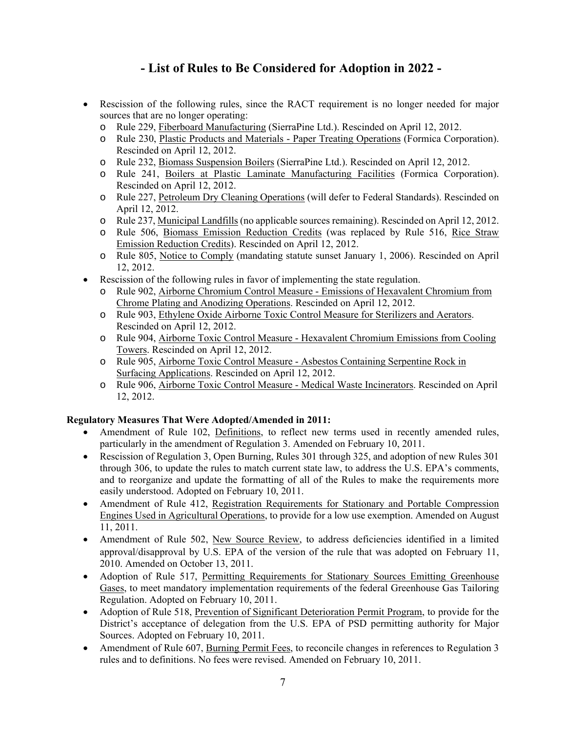# - List of Rules to Be Considered for Adoption in 2022 -

- Rescission of the following rules, since the RACT requirement is no longer needed for major sources that are no longer operating:
  - Rule 229, Fiberboard Manufacturing (SierraPine Ltd.). Rescinded on April 12, 2012.
  - Rule 230, Plastic Products and Materials - Paper Treating Operations (Formica Corporation). Rescinded on April 12, 2012.
  - Rule 232, Biomass Suspension Boilers (SierraPine Ltd.). Rescinded on April 12, 2012.
  - Rule 241, Boilers at Plastic Laminate Manufacturing Facilities (Formica Corporation). Rescinded on April 12, 2012.
  - Rule 227, Petroleum Dry Cleaning Operations (will defer to Federal Standards). Rescinded on April 12, 2012.
  - Rule 237, Municipal Landfills (no applicable sources remaining). Rescinded on April 12, 2012.
  - Rule 506, Biomass Emission Reduction Credits (was replaced by Rule 516, Rice Straw Emission Reduction Credits). Rescinded on April 12, 2012.
  - Rule 805, Notice to Comply (mandating statute sunset January 1, 2006). Rescinded on April 12, 2012.
- Rescission of the following rules in favor of implementing the state regulation.
  - Rule 902, Airborne Chromium Control Measure - Emissions of Hexavalent Chromium from Chrome Plating and Anodizing Operations. Rescinded on April 12, 2012.
  - Rule 903, Ethylene Oxide Airborne Toxic Control Measure for Sterilizers and Aerators. Rescinded on April 12, 2012.
  - Rule 904, Airborne Toxic Control Measure - Hexavalent Chromium Emissions from Cooling Towers. Rescinded on April 12, 2012.
  - Rule 905, Airborne Toxic Control Measure - Asbestos Containing Serpentine Rock in Surfacing Applications. Rescinded on April 12, 2012.
  - Rule 906, Airborne Toxic Control Measure - Medical Waste Incinerators. Rescinded on April 12, 2012.

**Regulatory Measures That Were Adopted/Amended in 2011:**

- Amendment of Rule 102, Definitions, to reflect new terms used in recently amended rules, particularly in the amendment of Regulation 3. Amended on February 10, 2011.
- Rescission of Regulation 3, Open Burning, Rules 301 through 325, and adoption of new Rules 301 through 306, to update the rules to match current state law, to address the U.S. EPA's comments, and to reorganize and update the formatting of all of the Rules to make the requirements more easily understood. Adopted on February 10, 2011.
- Amendment of Rule 412, Registration Requirements for Stationary and Portable Compression Engines Used in Agricultural Operations, to provide for a low use exemption. Amended on August 11, 2011.
- Amendment of Rule 502, New Source Review, to address deficiencies identified in a limited approval/disapproval by U.S. EPA of the version of the rule that was adopted on February 11, 2010. Amended on October 13, 2011.
- Adoption of Rule 517, Permitting Requirements for Stationary Sources Emitting Greenhouse Gases, to meet mandatory implementation requirements of the federal Greenhouse Gas Tailoring Regulation. Adopted on February 10, 2011.
- Adoption of Rule 518, Prevention of Significant Deterioration Permit Program, to provide for the District's acceptance of delegation from the U.S. EPA of PSD permitting authority for Major Sources. Adopted on February 10, 2011.
- Amendment of Rule 607, Burning Permit Fees, to reconcile changes in references to Regulation 3 rules and to definitions. No fees were revised. Amended on February 10, 2011.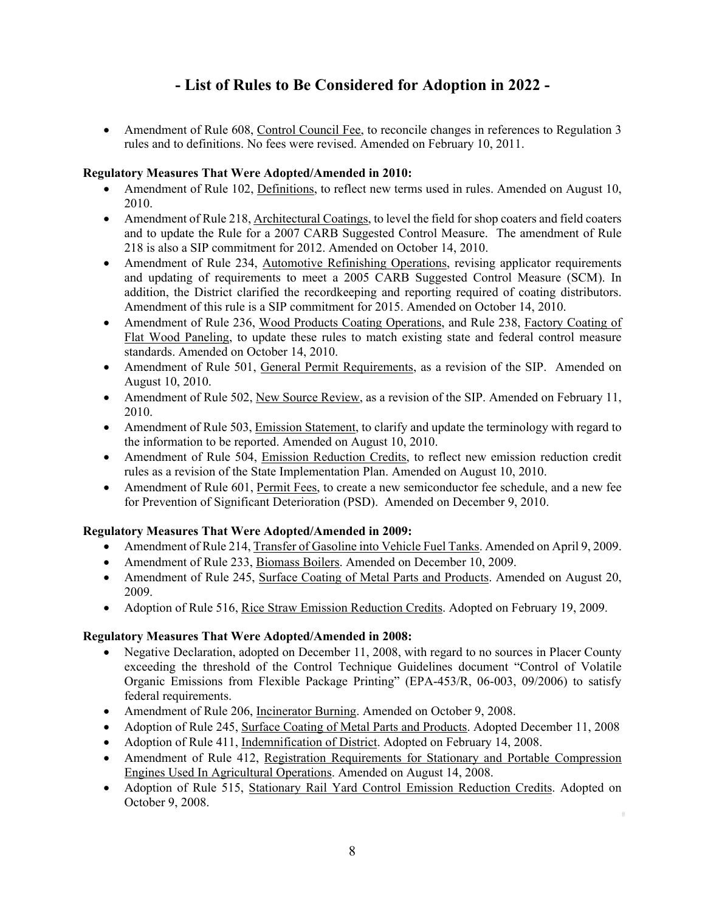# - List of Rules to Be Considered for Adoption in 2022 -

- Amendment of Rule 608, Control Council Fee, to reconcile changes in references to Regulation 3 rules and to definitions. No fees were revised. Amended on February 10, 2011.

**Regulatory Measures That Were Adopted/Amended in 2010:**

- Amendment of Rule 102, Definitions, to reflect new terms used in rules. Amended on August 10, 2010.
- Amendment of Rule 218, Architectural Coatings, to level the field for shop coaters and field coaters and to update the Rule for a 2007 CARB Suggested Control Measure. The amendment of Rule 218 is also a SIP commitment for 2012. Amended on October 14, 2010.
- Amendment of Rule 234, Automotive Refinishing Operations, revising applicator requirements and updating of requirements to meet a 2005 CARB Suggested Control Measure (SCM). In addition, the District clarified the recordkeeping and reporting required of coating distributors. Amendment of this rule is a SIP commitment for 2015. Amended on October 14, 2010.
- Amendment of Rule 236, Wood Products Coating Operations, and Rule 238, Factory Coating of Flat Wood Paneling, to update these rules to match existing state and federal control measure standards. Amended on October 14, 2010.
- Amendment of Rule 501, General Permit Requirements, as a revision of the SIP. Amended on August 10, 2010.
- Amendment of Rule 502, New Source Review, as a revision of the SIP. Amended on February 11, 2010.
- Amendment of Rule 503, Emission Statement, to clarify and update the terminology with regard to the information to be reported. Amended on August 10, 2010.
- Amendment of Rule 504, Emission Reduction Credits, to reflect new emission reduction credit rules as a revision of the State Implementation Plan. Amended on August 10, 2010.
- Amendment of Rule 601, Permit Fees, to create a new semiconductor fee schedule, and a new fee for Prevention of Significant Deterioration (PSD). Amended on December 9, 2010.

**Regulatory Measures That Were Adopted/Amended in 2009:**

- Amendment of Rule 214, Transfer of Gasoline into Vehicle Fuel Tanks. Amended on April 9, 2009.
- Amendment of Rule 233, Biomass Boilers. Amended on December 10, 2009.
- Amendment of Rule 245, Surface Coating of Metal Parts and Products. Amended on August 20, 2009.
- Adoption of Rule 516, Rice Straw Emission Reduction Credits. Adopted on February 19, 2009.

**Regulatory Measures That Were Adopted/Amended in 2008:**

- Negative Declaration, adopted on December 11, 2008, with regard to no sources in Placer County exceeding the threshold of the Control Technique Guidelines document "Control of Volatile Organic Emissions from Flexible Package Printing" (EPA-453/R, 06-003, 09/2006) to satisfy federal requirements.
- Amendment of Rule 206, Incinerator Burning. Amended on October 9, 2008.
- Adoption of Rule 245, Surface Coating of Metal Parts and Products. Adopted December 11, 2008
- Adoption of Rule 411, Indemnification of District. Adopted on February 14, 2008.
- Amendment of Rule 412, Registration Requirements for Stationary and Portable Compression Engines Used In Agricultural Operations. Amended on August 14, 2008.
- Adoption of Rule 515, Stationary Rail Yard Control Emission Reduction Credits. Adopted on October 9, 2008.